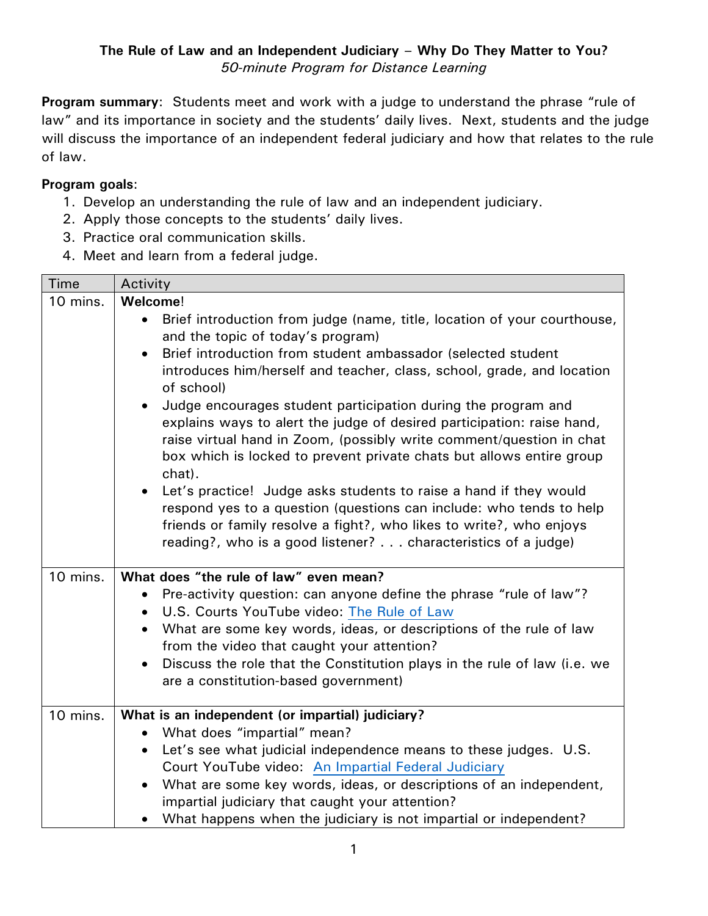# The Rule of Law and an Independent Judiciary – Why Do They Matter to You?

*50-minute Program for Distance Learning*

**Program summary**: Students meet and work with a judge to understand the phrase "rule of law" and its importance in society and the students' daily lives. Next, students and the judge will discuss the importance of an independent federal judiciary and how that relates to the rule of law.

**Program goals**:

1. Develop an understanding the rule of law and an independent judiciary.
2. Apply those concepts to the students' daily lives.
3. Practice oral communication skills.
4. Meet and learn from a federal judge.

| Time | Activity |
|---|---|
| 10 mins. | **Welcome**!<br>• Brief introduction from judge (name, title, location of your courthouse, and the topic of today's program)<br>• Brief introduction from student ambassador (selected student introduces him/herself and teacher, class, school, grade, and location of school)<br>• Judge encourages student participation during the program and explains ways to alert the judge of desired participation: raise hand, raise virtual hand in Zoom, (possibly write comment/question in chat box which is locked to prevent private chats but allows entire group chat).<br>• Let's practice! Judge asks students to raise a hand if they would respond yes to a question (questions can include: who tends to help friends or family resolve a fight?, who likes to write?, who enjoys reading?, who is a good listener? . . . characteristics of a judge) |
| 10 mins. | **What does "the rule of law" even mean?**<br>• Pre-activity question: can anyone define the phrase "rule of law"?<br>• U.S. Courts YouTube video: The Rule of Law<br>• What are some key words, ideas, or descriptions of the rule of law from the video that caught your attention?<br>• Discuss the role that the Constitution plays in the rule of law (i.e. we are a constitution-based government) |
| 10 mins. | **What is an independent (or impartial) judiciary?**<br>• What does "impartial" mean?<br>• Let's see what judicial independence means to these judges. U.S. Court YouTube video: An Impartial Federal Judiciary<br>• What are some key words, ideas, or descriptions of an independent, impartial judiciary that caught your attention?<br>• What happens when the judiciary is not impartial or independent? |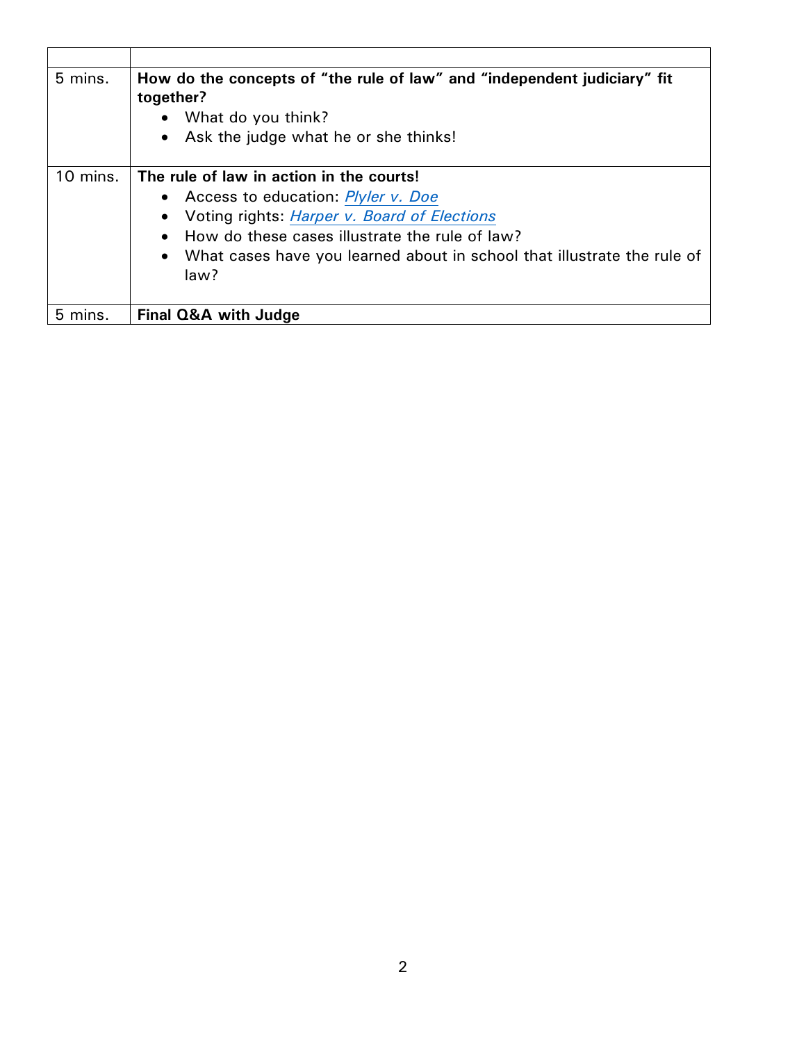| | |
|---|---|
| 5 mins. | **How do the concepts of "the rule of law" and "independent judiciary" fit together?**<br>• What do you think?<br>• Ask the judge what he or she thinks! |
| 10 mins. | **The rule of law in action in the courts!**<br>• Access to education: *Plyler v. Doe*<br>• Voting rights: *Harper v. Board of Elections*<br>• How do these cases illustrate the rule of law?<br>• What cases have you learned about in school that illustrate the rule of law? |
| 5 mins. | **Final Q&A with Judge** |